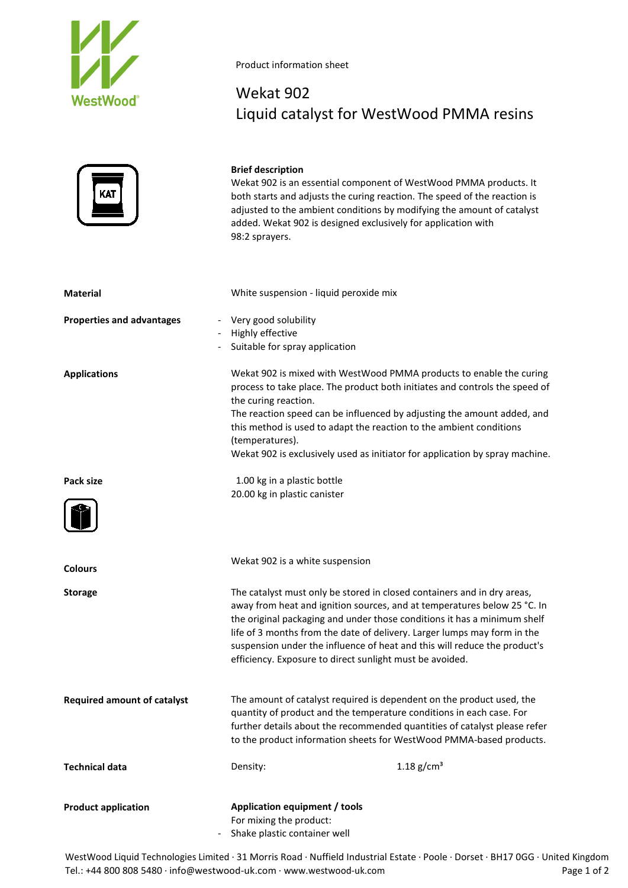Product information sheet

# Wekat 902
# Liquid catalyst for WestWood PMMA resins

**Brief description**
Wekat 902 is an essential component of WestWood PMMA products. It both starts and adjusts the curing reaction. The speed of the reaction is adjusted to the ambient conditions by modifying the amount of catalyst added. Wekat 902 is designed exclusively for application with 98:2 sprayers.

**Material**

White suspension - liquid peroxide mix

**Properties and advantages**

- Very good solubility
- Highly effective
- Suitable for spray application

**Applications**

Wekat 902 is mixed with WestWood PMMA products to enable the curing process to take place. The product both initiates and controls the speed of the curing reaction.
The reaction speed can be influenced by adjusting the amount added, and this method is used to adapt the reaction to the ambient conditions (temperatures).
Wekat 902 is exclusively used as initiator for application by spray machine.

**Pack size**

1.00 kg in a plastic bottle
20.00 kg in plastic canister

**Colours**

Wekat 902 is a white suspension

**Storage**

The catalyst must only be stored in closed containers and in dry areas, away from heat and ignition sources, and at temperatures below 25 °C. In the original packaging and under those conditions it has a minimum shelf life of 3 months from the date of delivery. Larger lumps may form in the suspension under the influence of heat and this will reduce the product's efficiency. Exposure to direct sunlight must be avoided.

**Required amount of catalyst**

The amount of catalyst required is dependent on the product used, the quantity of product and the temperature conditions in each case. For further details about the recommended quantities of catalyst please refer to the product information sheets for WestWood PMMA-based products.

**Technical data**

| | |
|---|---|
| Density: | 1.18 g/cm³ |

**Product application**

**Application equipment / tools**
For mixing the product:
- Shake plastic container well

WestWood Liquid Technologies Limited · 31 Morris Road · Nuffield Industrial Estate · Poole · Dorset · BH17 0GG · United Kingdom
Tel.: +44 800 808 5480 · info@westwood-uk.com · www.westwood-uk.com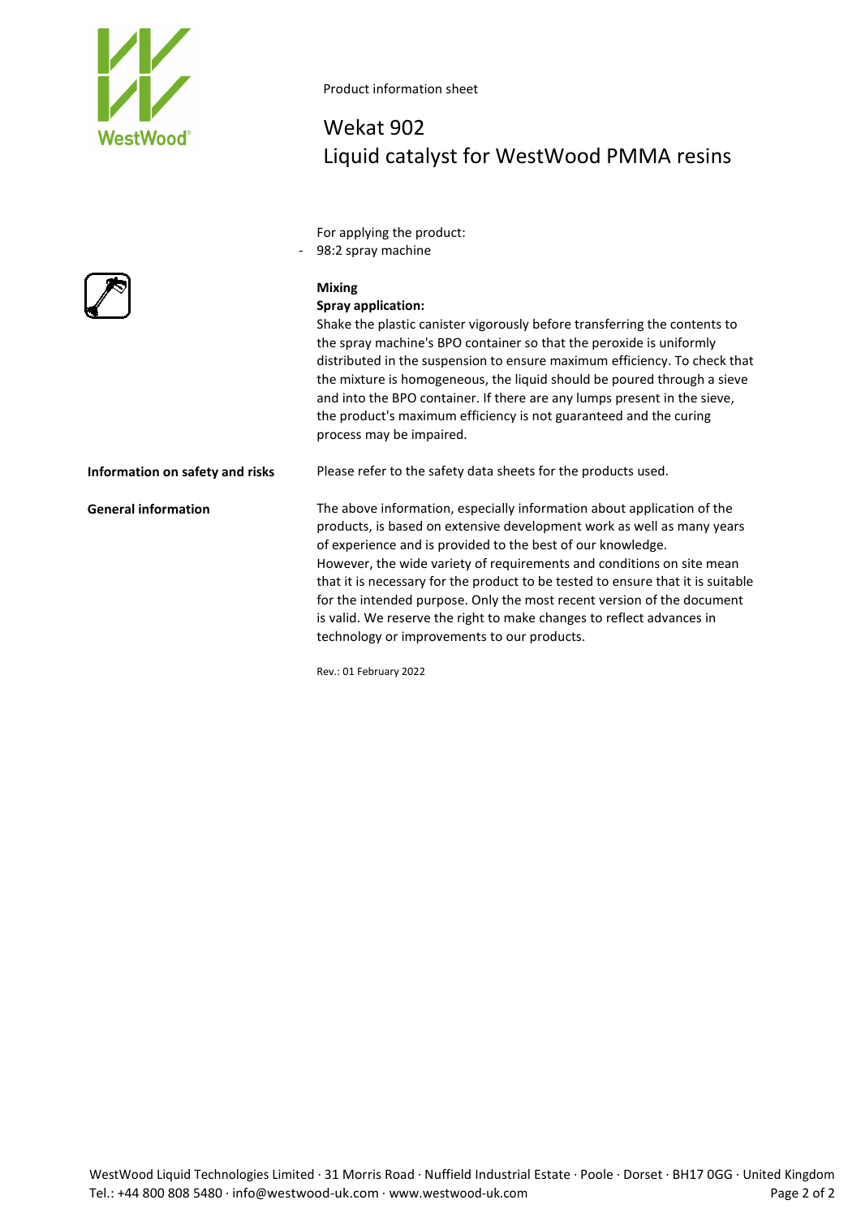Product information sheet

# Wekat 902
# Liquid catalyst for WestWood PMMA resins

For applying the product:

- 98:2 spray machine

**Mixing**

**Spray application:**

Shake the plastic canister vigorously before transferring the contents to the spray machine's BPO container so that the peroxide is uniformly distributed in the suspension to ensure maximum efficiency. To check that the mixture is homogeneous, the liquid should be poured through a sieve and into the BPO container. If there are any lumps present in the sieve, the product's maximum efficiency is not guaranteed and the curing process may be impaired.

**Information on safety and risks**

Please refer to the safety data sheets for the products used.

**General information**

The above information, especially information about application of the products, is based on extensive development work as well as many years of experience and is provided to the best of our knowledge.
However, the wide variety of requirements and conditions on site mean that it is necessary for the product to be tested to ensure that it is suitable for the intended purpose. Only the most recent version of the document is valid. We reserve the right to make changes to reflect advances in technology or improvements to our products.

Rev.: 01 February 2022

WestWood Liquid Technologies Limited · 31 Morris Road · Nuffield Industrial Estate · Poole · Dorset · BH17 0GG · United Kingdom
Tel.: +44 800 808 5480 · info@westwood-uk.com · www.westwood-uk.com